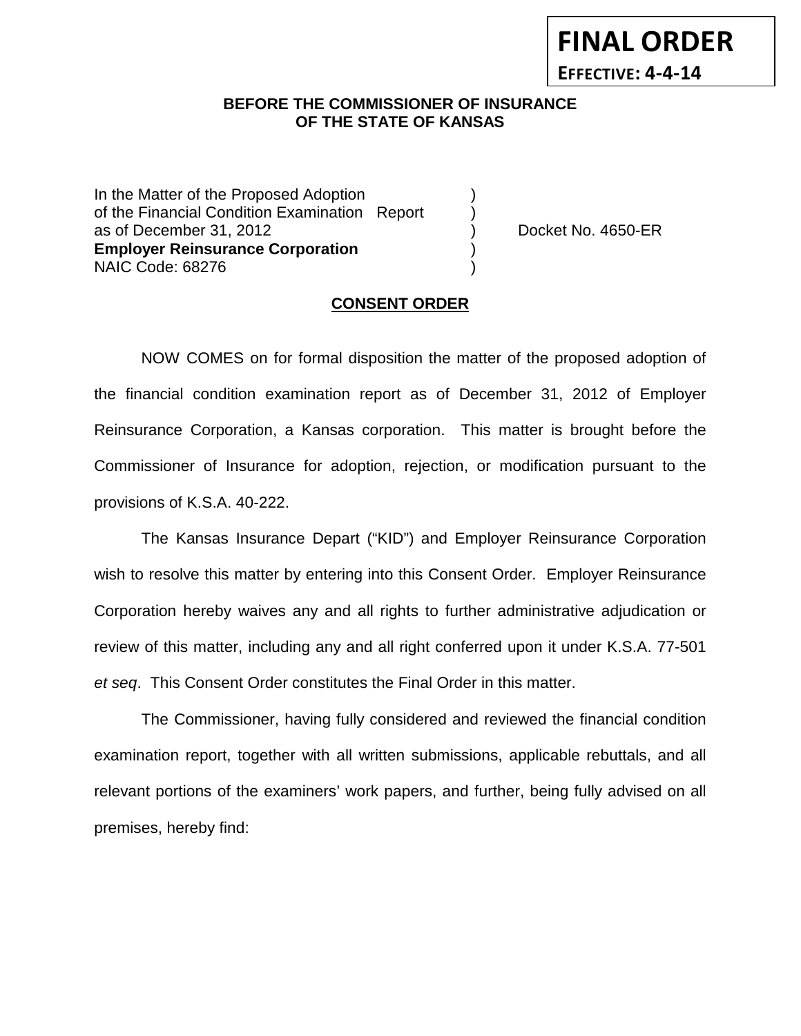**FINAL ORDER**

**EFFECTIVE: 4-4-14**

**BEFORE THE COMMISSIONER OF INSURANCE**
**OF THE STATE OF KANSAS**

In the Matter of the Proposed Adoption )
of the Financial Condition Examination Report )
as of December 31, 2012 ) Docket No. 4650-ER
**Employer Reinsurance Corporation** )
NAIC Code: 68276 )

**CONSENT ORDER**

NOW COMES on for formal disposition the matter of the proposed adoption of the financial condition examination report as of December 31, 2012 of Employer Reinsurance Corporation, a Kansas corporation. This matter is brought before the Commissioner of Insurance for adoption, rejection, or modification pursuant to the provisions of K.S.A. 40-222.

The Kansas Insurance Depart ("KID") and Employer Reinsurance Corporation wish to resolve this matter by entering into this Consent Order. Employer Reinsurance Corporation hereby waives any and all rights to further administrative adjudication or review of this matter, including any and all right conferred upon it under K.S.A. 77-501 *et seq*. This Consent Order constitutes the Final Order in this matter.

The Commissioner, having fully considered and reviewed the financial condition examination report, together with all written submissions, applicable rebuttals, and all relevant portions of the examiners' work papers, and further, being fully advised on all premises, hereby find: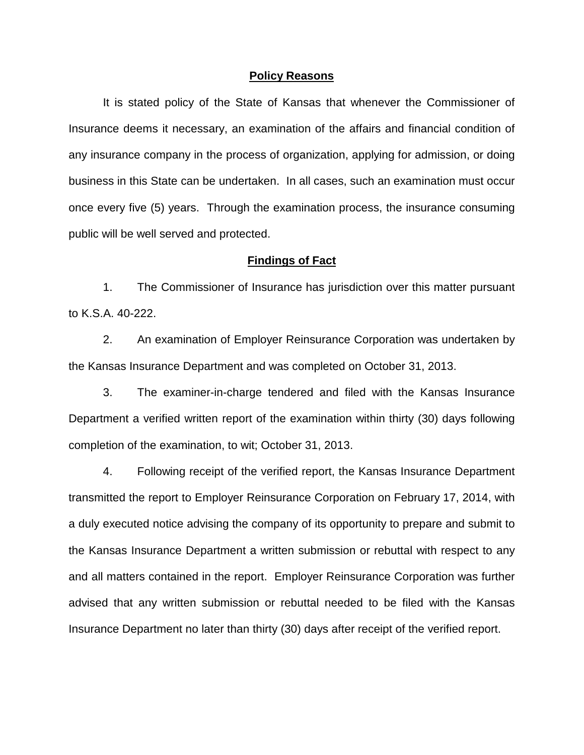## Policy Reasons

It is stated policy of the State of Kansas that whenever the Commissioner of Insurance deems it necessary, an examination of the affairs and financial condition of any insurance company in the process of organization, applying for admission, or doing business in this State can be undertaken. In all cases, such an examination must occur once every five (5) years. Through the examination process, the insurance consuming public will be well served and protected.

## Findings of Fact

1. The Commissioner of Insurance has jurisdiction over this matter pursuant to K.S.A. 40-222.

2. An examination of Employer Reinsurance Corporation was undertaken by the Kansas Insurance Department and was completed on October 31, 2013.

3. The examiner-in-charge tendered and filed with the Kansas Insurance Department a verified written report of the examination within thirty (30) days following completion of the examination, to wit; October 31, 2013.

4. Following receipt of the verified report, the Kansas Insurance Department transmitted the report to Employer Reinsurance Corporation on February 17, 2014, with a duly executed notice advising the company of its opportunity to prepare and submit to the Kansas Insurance Department a written submission or rebuttal with respect to any and all matters contained in the report. Employer Reinsurance Corporation was further advised that any written submission or rebuttal needed to be filed with the Kansas Insurance Department no later than thirty (30) days after receipt of the verified report.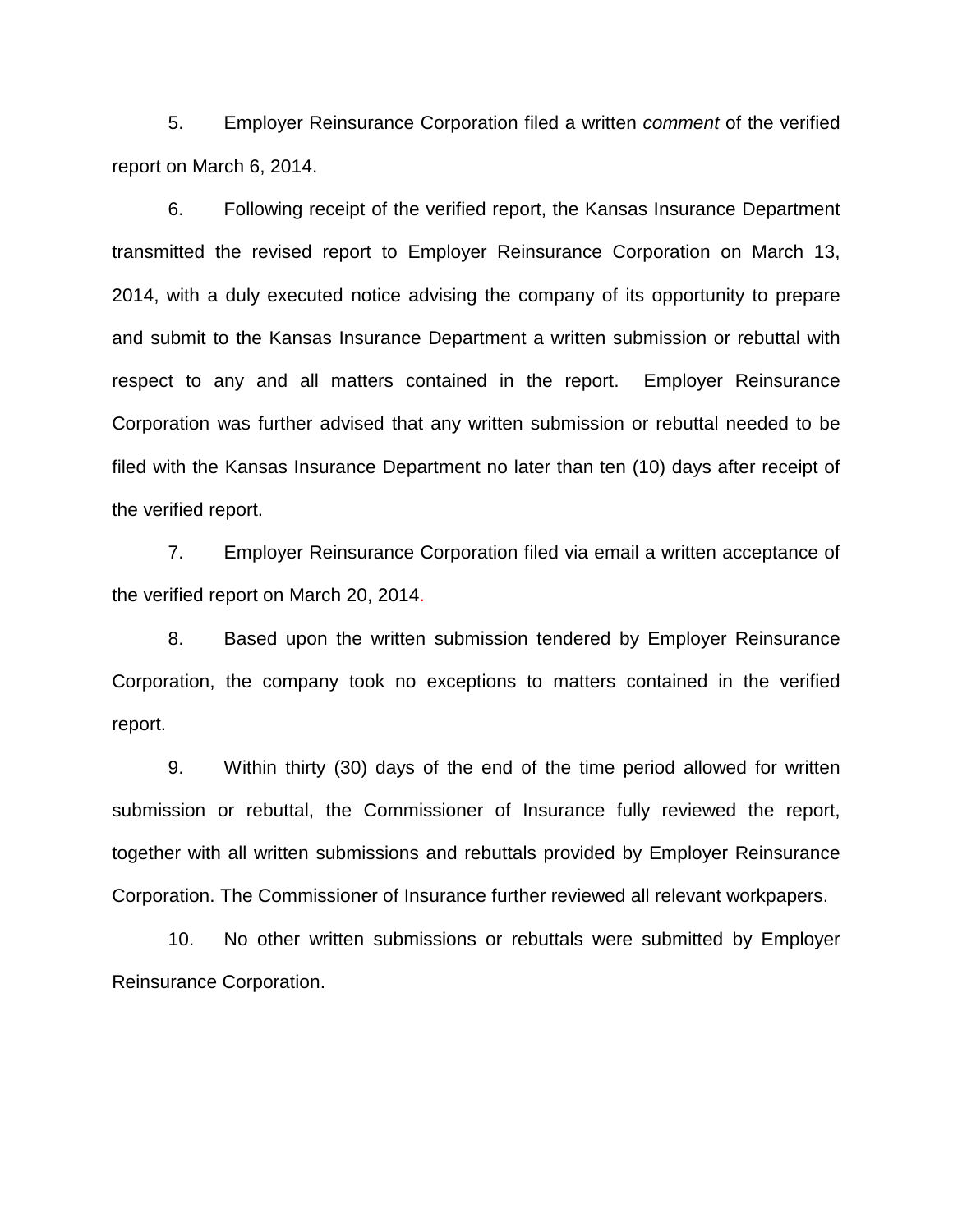5. Employer Reinsurance Corporation filed a written *comment* of the verified report on March 6, 2014.

6. Following receipt of the verified report, the Kansas Insurance Department transmitted the revised report to Employer Reinsurance Corporation on March 13, 2014, with a duly executed notice advising the company of its opportunity to prepare and submit to the Kansas Insurance Department a written submission or rebuttal with respect to any and all matters contained in the report. Employer Reinsurance Corporation was further advised that any written submission or rebuttal needed to be filed with the Kansas Insurance Department no later than ten (10) days after receipt of the verified report.

7. Employer Reinsurance Corporation filed via email a written acceptance of the verified report on March 20, 2014.

8. Based upon the written submission tendered by Employer Reinsurance Corporation, the company took no exceptions to matters contained in the verified report.

9. Within thirty (30) days of the end of the time period allowed for written submission or rebuttal, the Commissioner of Insurance fully reviewed the report, together with all written submissions and rebuttals provided by Employer Reinsurance Corporation. The Commissioner of Insurance further reviewed all relevant workpapers.

10. No other written submissions or rebuttals were submitted by Employer Reinsurance Corporation.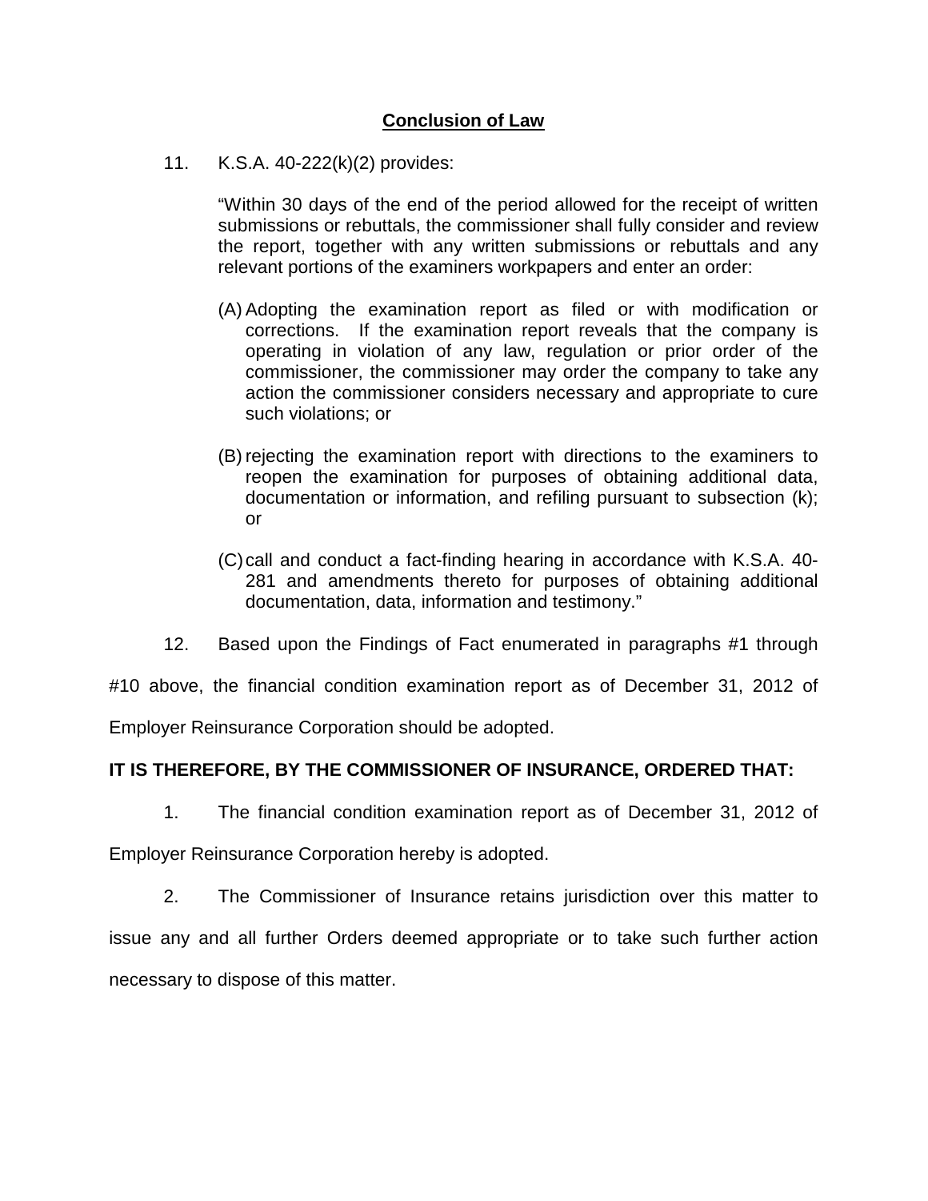## Conclusion of Law

11. K.S.A. 40-222(k)(2) provides:

> "Within 30 days of the end of the period allowed for the receipt of written submissions or rebuttals, the commissioner shall fully consider and review the report, together with any written submissions or rebuttals and any relevant portions of the examiners workpapers and enter an order:
>
> (A) Adopting the examination report as filed or with modification or corrections. If the examination report reveals that the company is operating in violation of any law, regulation or prior order of the commissioner, the commissioner may order the company to take any action the commissioner considers necessary and appropriate to cure such violations; or
>
> (B) rejecting the examination report with directions to the examiners to reopen the examination for purposes of obtaining additional data, documentation or information, and refiling pursuant to subsection (k); or
>
> (C) call and conduct a fact-finding hearing in accordance with K.S.A. 40-281 and amendments thereto for purposes of obtaining additional documentation, data, information and testimony."

12. Based upon the Findings of Fact enumerated in paragraphs #1 through #10 above, the financial condition examination report as of December 31, 2012 of Employer Reinsurance Corporation should be adopted.

**IT IS THEREFORE, BY THE COMMISSIONER OF INSURANCE, ORDERED THAT:**

1. The financial condition examination report as of December 31, 2012 of Employer Reinsurance Corporation hereby is adopted.

2. The Commissioner of Insurance retains jurisdiction over this matter to issue any and all further Orders deemed appropriate or to take such further action necessary to dispose of this matter.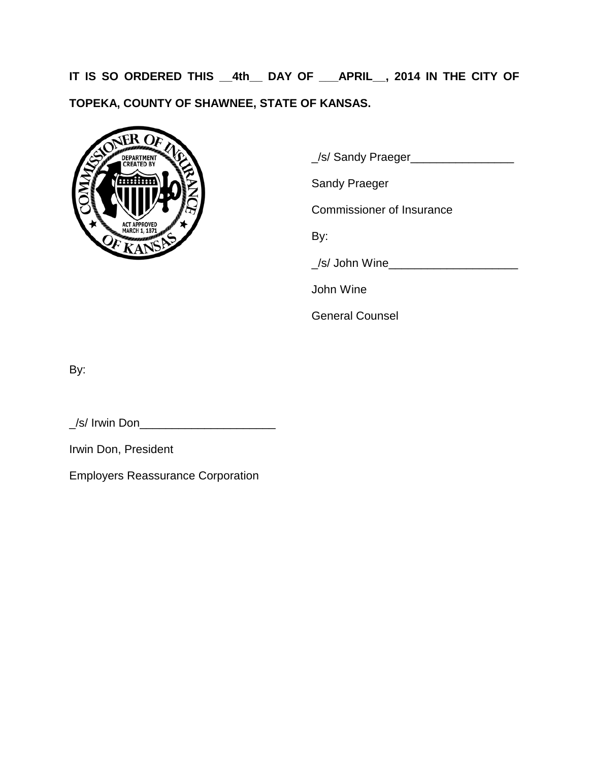**IT IS SO ORDERED THIS __4th__ DAY OF ___APRIL__, 2014 IN THE CITY OF TOPEKA, COUNTY OF SHAWNEE, STATE OF KANSAS.**

_/s/ Sandy Praeger________________

Sandy Praeger

Commissioner of Insurance

By:

_/s/ John Wine____________________

John Wine

General Counsel

By:

_/s/ Irwin Don_____________________

Irwin Don, President

Employers Reassurance Corporation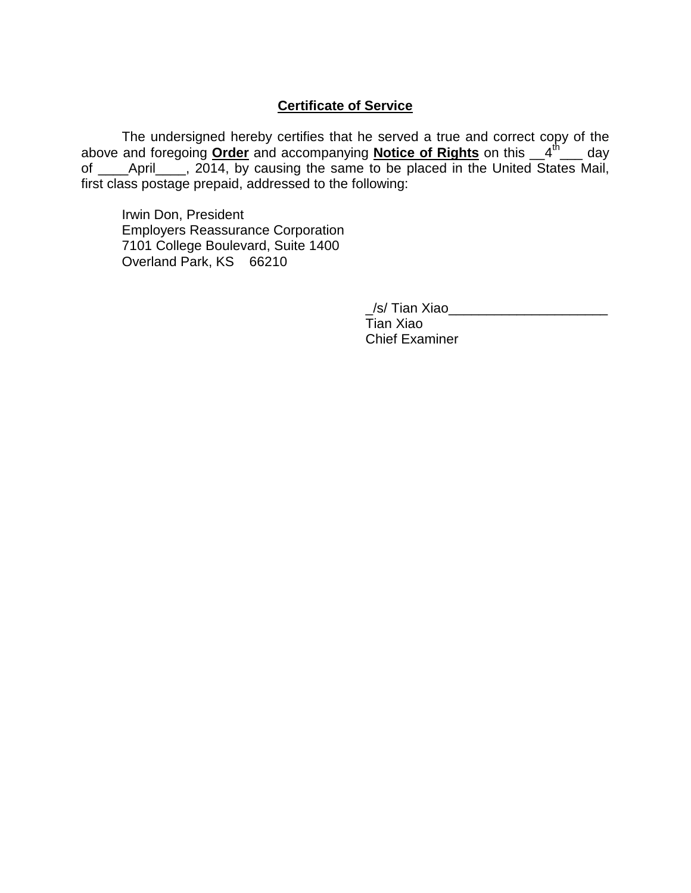## **Certificate of Service**

The undersigned hereby certifies that he served a true and correct copy of the above and foregoing **Order** and accompanying **Notice of Rights** on this __4th___ day of ____April____, 2014, by causing the same to be placed in the United States Mail, first class postage prepaid, addressed to the following:

Irwin Don, President
Employers Reassurance Corporation
7101 College Boulevard, Suite 1400
Overland Park, KS 66210

_/s/ Tian Xiao____________________
Tian Xiao
Chief Examiner